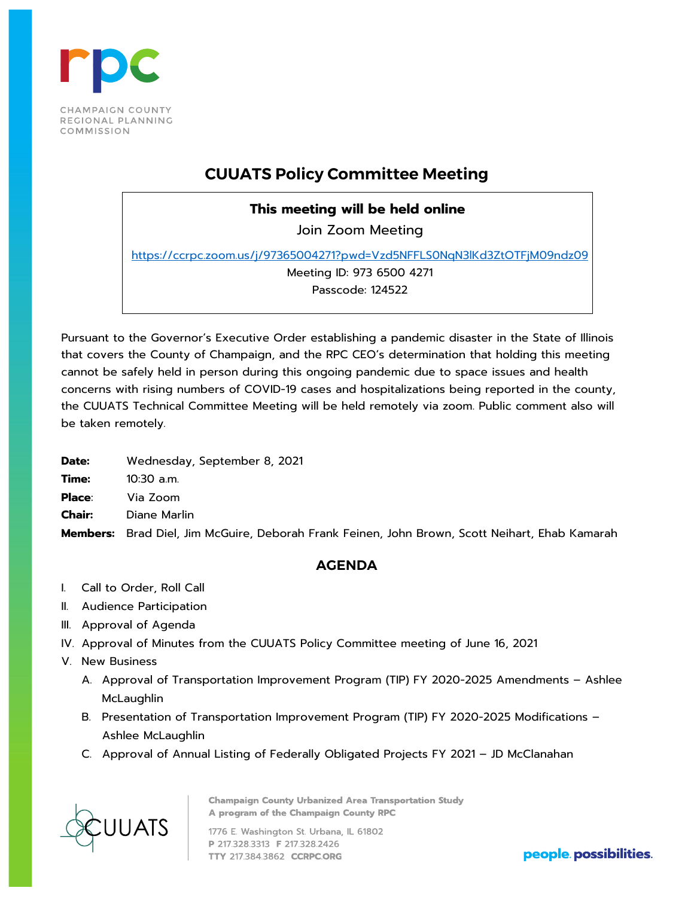CHAMPAIGN COUNTY REGIONAL PLANNING COMMISSION

# CUUATS Policy Committee Meeting

**This meeting will be held online**

Join Zoom Meeting

https://ccrpc.zoom.us/j/97365004271?pwd=Vzd5NFFLS0NqN3lKd3ZtOTFjM09ndz09

Meeting ID: 973 6500 4271

Passcode: 124522

Pursuant to the Governor's Executive Order establishing a pandemic disaster in the State of Illinois that covers the County of Champaign, and the RPC CEO's determination that holding this meeting cannot be safely held in person during this ongoing pandemic due to space issues and health concerns with rising numbers of COVID-19 cases and hospitalizations being reported in the county, the CUUATS Technical Committee Meeting will be held remotely via zoom. Public comment also will be taken remotely.

**Date:** Wednesday, September 8, 2021
**Time:** 10:30 a.m.
**Place:** Via Zoom
**Chair:** Diane Marlin
**Members:** Brad Diel, Jim McGuire, Deborah Frank Feinen, John Brown, Scott Neihart, Ehab Kamarah

## AGENDA

I. Call to Order, Roll Call
II. Audience Participation
III. Approval of Agenda
IV. Approval of Minutes from the CUUATS Policy Committee meeting of June 16, 2021
V. New Business
   A. Approval of Transportation Improvement Program (TIP) FY 2020-2025 Amendments – Ashlee McLaughlin
   B. Presentation of Transportation Improvement Program (TIP) FY 2020-2025 Modifications – Ashlee McLaughlin
   C. Approval of Annual Listing of Federally Obligated Projects FY 2021 – JD McClanahan

CUUATS

Champaign County Urbanized Area Transportation Study
A program of the Champaign County RPC

1776 E. Washington St. Urbana, IL 61802
P 217.328.3313 F 217.328.2426
TTY 217.384.3862 CCRPC.ORG

people. possibilities.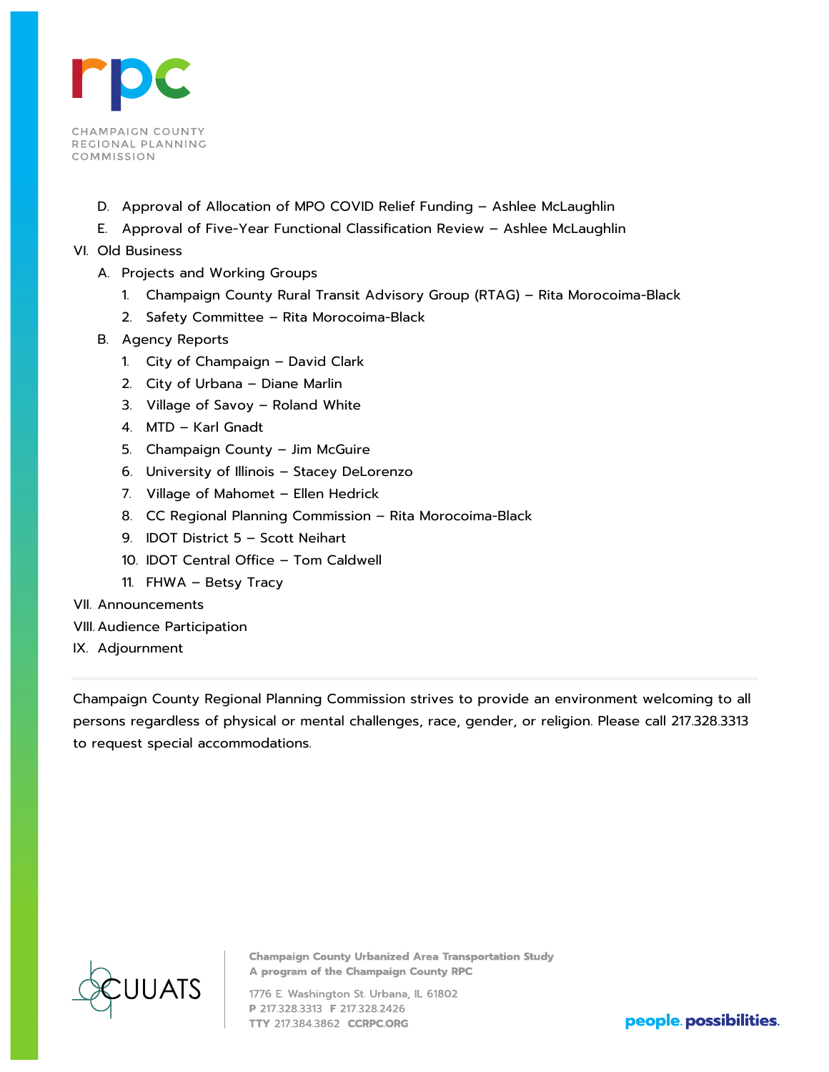D. Approval of Allocation of MPO COVID Relief Funding – Ashlee McLaughlin
E. Approval of Five-Year Functional Classification Review – Ashlee McLaughlin

VI. Old Business
   A. Projects and Working Groups
      1. Champaign County Rural Transit Advisory Group (RTAG) – Rita Morocoima-Black
      2. Safety Committee – Rita Morocoima-Black
   B. Agency Reports
      1. City of Champaign – David Clark
      2. City of Urbana – Diane Marlin
      3. Village of Savoy – Roland White
      4. MTD – Karl Gnadt
      5. Champaign County – Jim McGuire
      6. University of Illinois – Stacey DeLorenzo
      7. Village of Mahomet – Ellen Hedrick
      8. CC Regional Planning Commission – Rita Morocoima-Black
      9. IDOT District 5 – Scott Neihart
      10. IDOT Central Office – Tom Caldwell
      11. FHWA – Betsy Tracy

VII. Announcements

VIII. Audience Participation

IX. Adjournment

---

Champaign County Regional Planning Commission strives to provide an environment welcoming to all persons regardless of physical or mental challenges, race, gender, or religion. Please call 217.328.3313 to request special accommodations.

**Champaign County Urbanized Area Transportation Study**
**A program of the Champaign County RPC**

1776 E. Washington St. Urbana, IL 61802
**P** 217.328.3313 **F** 217.328.2426
**TTY** 217.384.3862 **CCRPC.ORG**

**people. possibilities.**